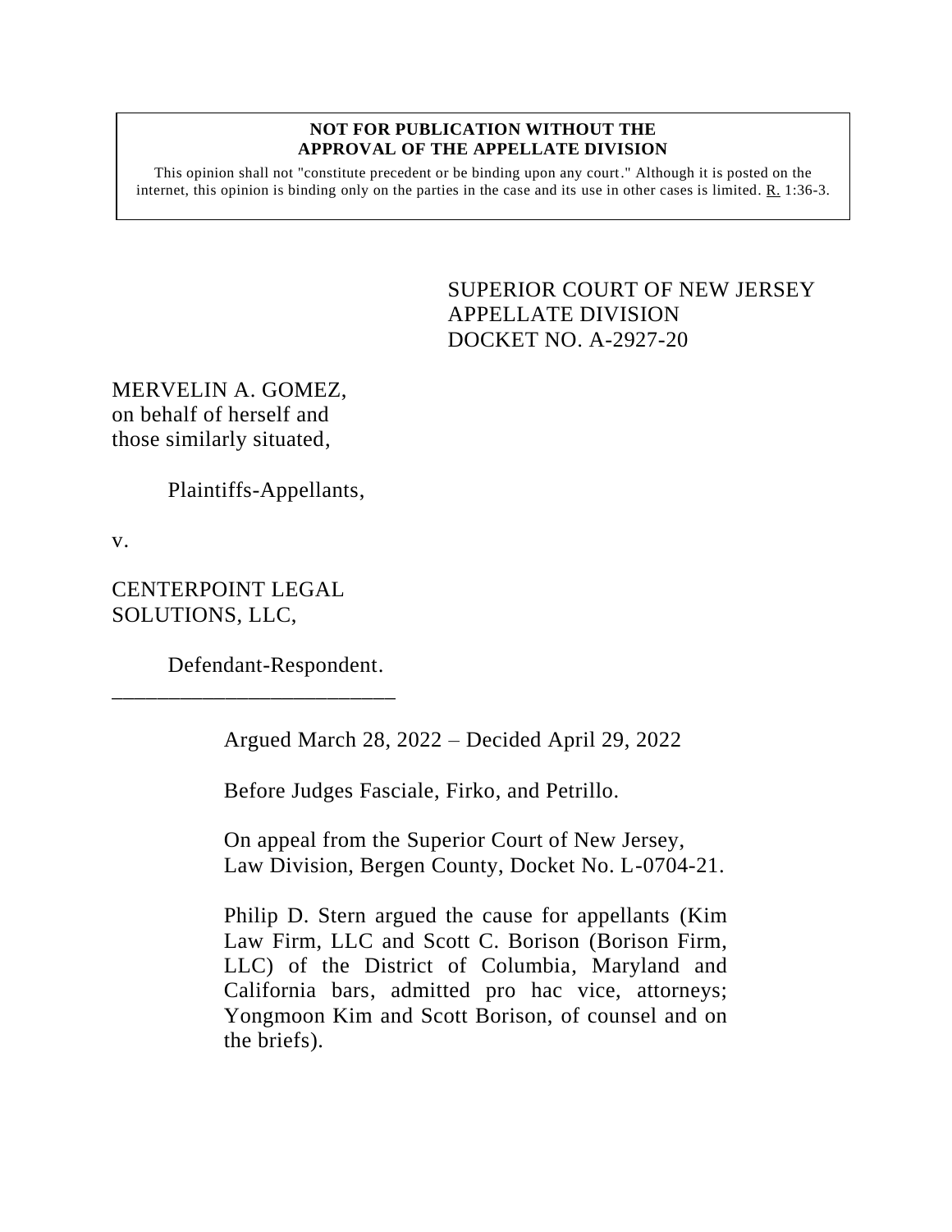**NOT FOR PUBLICATION WITHOUT THE APPROVAL OF THE APPELLATE DIVISION**

This opinion shall not "constitute precedent or be binding upon any court." Although it is posted on the internet, this opinion is binding only on the parties in the case and its use in other cases is limited. R. 1:36-3.

SUPERIOR COURT OF NEW JERSEY
APPELLATE DIVISION
DOCKET NO. A-2927-20

MERVELIN A. GOMEZ,
on behalf of herself and
those similarly situated,

Plaintiffs-Appellants,

v.

CENTERPOINT LEGAL
SOLUTIONS, LLC,

Defendant-Respondent.

\_\_\_\_\_\_\_\_\_\_\_\_\_\_\_\_\_\_\_\_\_\_\_\_\_\_

Argued March 28, 2022 – Decided April 29, 2022

Before Judges Fasciale, Firko, and Petrillo.

On appeal from the Superior Court of New Jersey, Law Division, Bergen County, Docket No. L-0704-21.

Philip D. Stern argued the cause for appellants (Kim Law Firm, LLC and Scott C. Borison (Borison Firm, LLC) of the District of Columbia, Maryland and California bars, admitted pro hac vice, attorneys; Yongmoon Kim and Scott Borison, of counsel and on the briefs).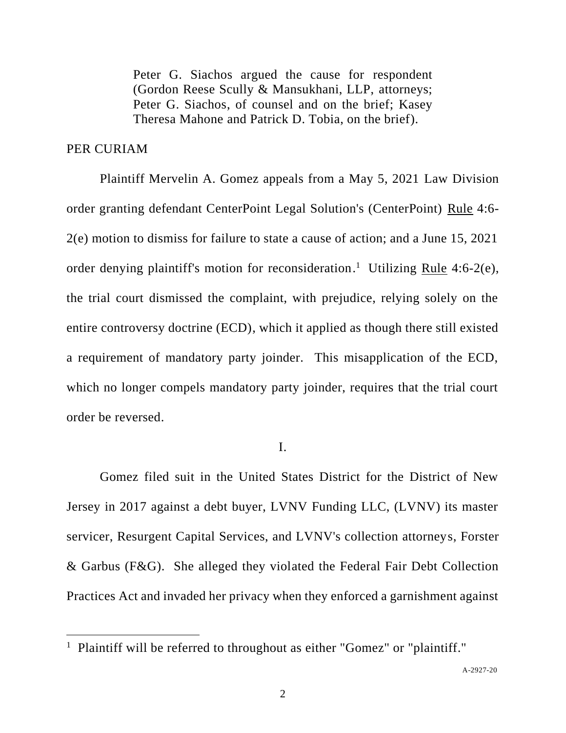Peter G. Siachos argued the cause for respondent (Gordon Reese Scully & Mansukhani, LLP, attorneys; Peter G. Siachos, of counsel and on the brief; Kasey Theresa Mahone and Patrick D. Tobia, on the brief).

PER CURIAM

Plaintiff Mervelin A. Gomez appeals from a May 5, 2021 Law Division order granting defendant CenterPoint Legal Solution's (CenterPoint) Rule 4:6-2(e) motion to dismiss for failure to state a cause of action; and a June 15, 2021 order denying plaintiff's motion for reconsideration.[1] Utilizing Rule 4:6-2(e), the trial court dismissed the complaint, with prejudice, relying solely on the entire controversy doctrine (ECD), which it applied as though there still existed a requirement of mandatory party joinder. This misapplication of the ECD, which no longer compels mandatory party joinder, requires that the trial court order be reversed.

I.

Gomez filed suit in the United States District for the District of New Jersey in 2017 against a debt buyer, LVNV Funding LLC, (LVNV) its master servicer, Resurgent Capital Services, and LVNV's collection attorneys, Forster & Garbus (F&G). She alleged they violated the Federal Fair Debt Collection Practices Act and invaded her privacy when they enforced a garnishment against

[1] Plaintiff will be referred to throughout as either "Gomez" or "plaintiff."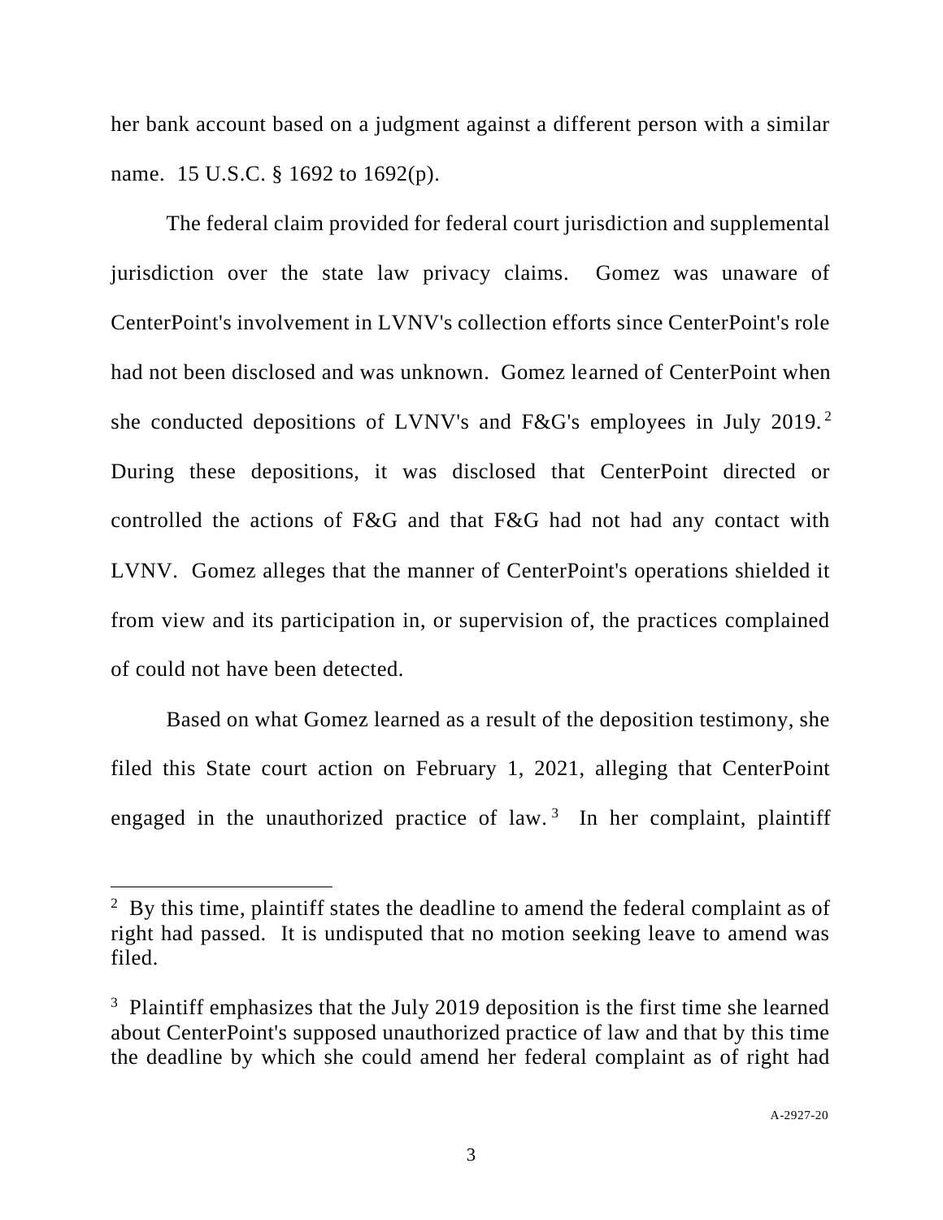her bank account based on a judgment against a different person with a similar name. 15 U.S.C. § 1692 to 1692(p).

The federal claim provided for federal court jurisdiction and supplemental jurisdiction over the state law privacy claims. Gomez was unaware of CenterPoint's involvement in LVNV's collection efforts since CenterPoint's role had not been disclosed and was unknown. Gomez learned of CenterPoint when she conducted depositions of LVNV's and F&G's employees in July 2019.[2] During these depositions, it was disclosed that CenterPoint directed or controlled the actions of F&G and that F&G had not had any contact with LVNV. Gomez alleges that the manner of CenterPoint's operations shielded it from view and its participation in, or supervision of, the practices complained of could not have been detected.

Based on what Gomez learned as a result of the deposition testimony, she filed this State court action on February 1, 2021, alleging that CenterPoint engaged in the unauthorized practice of law.[3] In her complaint, plaintiff

---

[2] By this time, plaintiff states the deadline to amend the federal complaint as of right had passed. It is undisputed that no motion seeking leave to amend was filed.

[3] Plaintiff emphasizes that the July 2019 deposition is the first time she learned about CenterPoint's supposed unauthorized practice of law and that by this time the deadline by which she could amend her federal complaint as of right had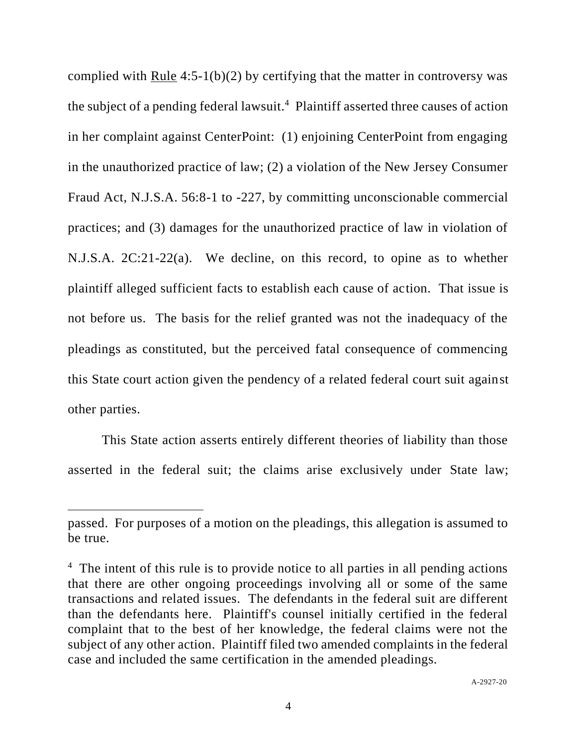complied with Rule 4:5-1(b)(2) by certifying that the matter in controversy was the subject of a pending federal lawsuit.[4] Plaintiff asserted three causes of action in her complaint against CenterPoint: (1) enjoining CenterPoint from engaging in the unauthorized practice of law; (2) a violation of the New Jersey Consumer Fraud Act, N.J.S.A. 56:8-1 to -227, by committing unconscionable commercial practices; and (3) damages for the unauthorized practice of law in violation of N.J.S.A. 2C:21-22(a). We decline, on this record, to opine as to whether plaintiff alleged sufficient facts to establish each cause of action. That issue is not before us. The basis for the relief granted was not the inadequacy of the pleadings as constituted, but the perceived fatal consequence of commencing this State court action given the pendency of a related federal court suit against other parties.

This State action asserts entirely different theories of liability than those asserted in the federal suit; the claims arise exclusively under State law;

---

passed. For purposes of a motion on the pleadings, this allegation is assumed to be true.

[4] The intent of this rule is to provide notice to all parties in all pending actions that there are other ongoing proceedings involving all or some of the same transactions and related issues. The defendants in the federal suit are different than the defendants here. Plaintiff's counsel initially certified in the federal complaint that to the best of her knowledge, the federal claims were not the subject of any other action. Plaintiff filed two amended complaints in the federal case and included the same certification in the amended pleadings.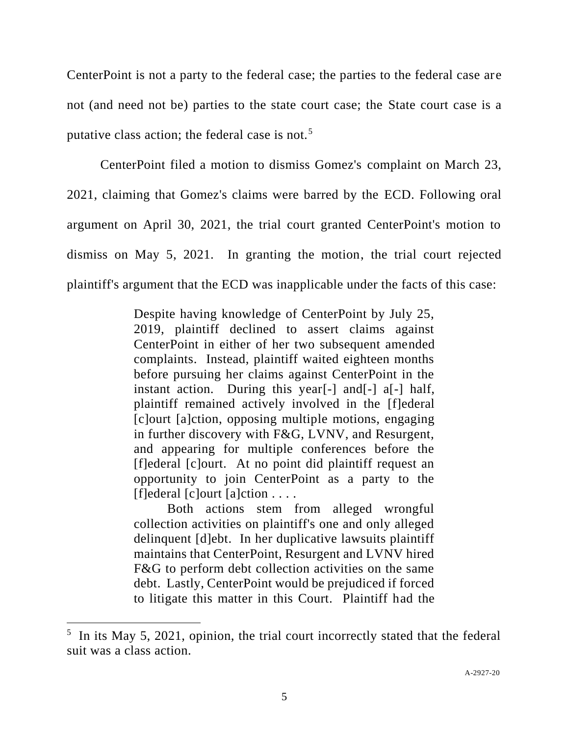CenterPoint is not a party to the federal case; the parties to the federal case are not (and need not be) parties to the state court case; the State court case is a putative class action; the federal case is not.[5]

CenterPoint filed a motion to dismiss Gomez's complaint on March 23, 2021, claiming that Gomez's claims were barred by the ECD. Following oral argument on April 30, 2021, the trial court granted CenterPoint's motion to dismiss on May 5, 2021. In granting the motion, the trial court rejected plaintiff's argument that the ECD was inapplicable under the facts of this case:

> Despite having knowledge of CenterPoint by July 25, 2019, plaintiff declined to assert claims against CenterPoint in either of her two subsequent amended complaints. Instead, plaintiff waited eighteen months before pursuing her claims against CenterPoint in the instant action. During this year[-] and[-] a[-] half, plaintiff remained actively involved in the [f]ederal [c]ourt [a]ction, opposing multiple motions, engaging in further discovery with F&G, LVNV, and Resurgent, and appearing for multiple conferences before the [f]ederal [c]ourt. At no point did plaintiff request an opportunity to join CenterPoint as a party to the [f]ederal [c]ourt [a]ction . . . .
>
> Both actions stem from alleged wrongful collection activities on plaintiff's one and only alleged delinquent [d]ebt. In her duplicative lawsuits plaintiff maintains that CenterPoint, Resurgent and LVNV hired F&G to perform debt collection activities on the same debt. Lastly, CenterPoint would be prejudiced if forced to litigate this matter in this Court. Plaintiff had the

[5] In its May 5, 2021, opinion, the trial court incorrectly stated that the federal suit was a class action.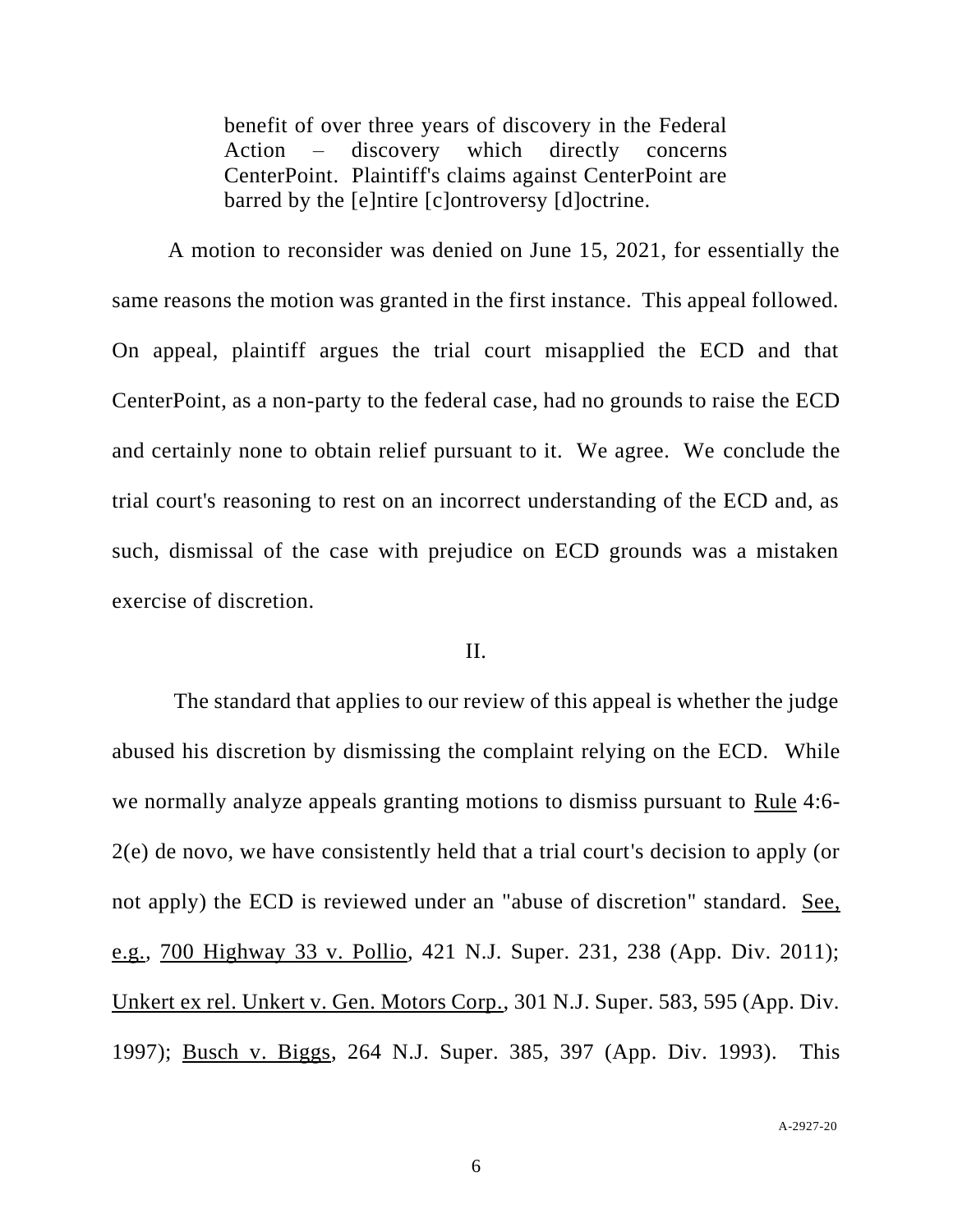> benefit of over three years of discovery in the Federal Action – discovery which directly concerns CenterPoint. Plaintiff's claims against CenterPoint are barred by the [e]ntire [c]ontroversy [d]octrine.

A motion to reconsider was denied on June 15, 2021, for essentially the same reasons the motion was granted in the first instance. This appeal followed. On appeal, plaintiff argues the trial court misapplied the ECD and that CenterPoint, as a non-party to the federal case, had no grounds to raise the ECD and certainly none to obtain relief pursuant to it. We agree. We conclude the trial court's reasoning to rest on an incorrect understanding of the ECD and, as such, dismissal of the case with prejudice on ECD grounds was a mistaken exercise of discretion.

## II.

The standard that applies to our review of this appeal is whether the judge abused his discretion by dismissing the complaint relying on the ECD. While we normally analyze appeals granting motions to dismiss pursuant to Rule 4:6-2(e) de novo, we have consistently held that a trial court's decision to apply (or not apply) the ECD is reviewed under an "abuse of discretion" standard. See, e.g., 700 Highway 33 v. Pollio, 421 N.J. Super. 231, 238 (App. Div. 2011); Unkert ex rel. Unkert v. Gen. Motors Corp., 301 N.J. Super. 583, 595 (App. Div. 1997); Busch v. Biggs, 264 N.J. Super. 385, 397 (App. Div. 1993). This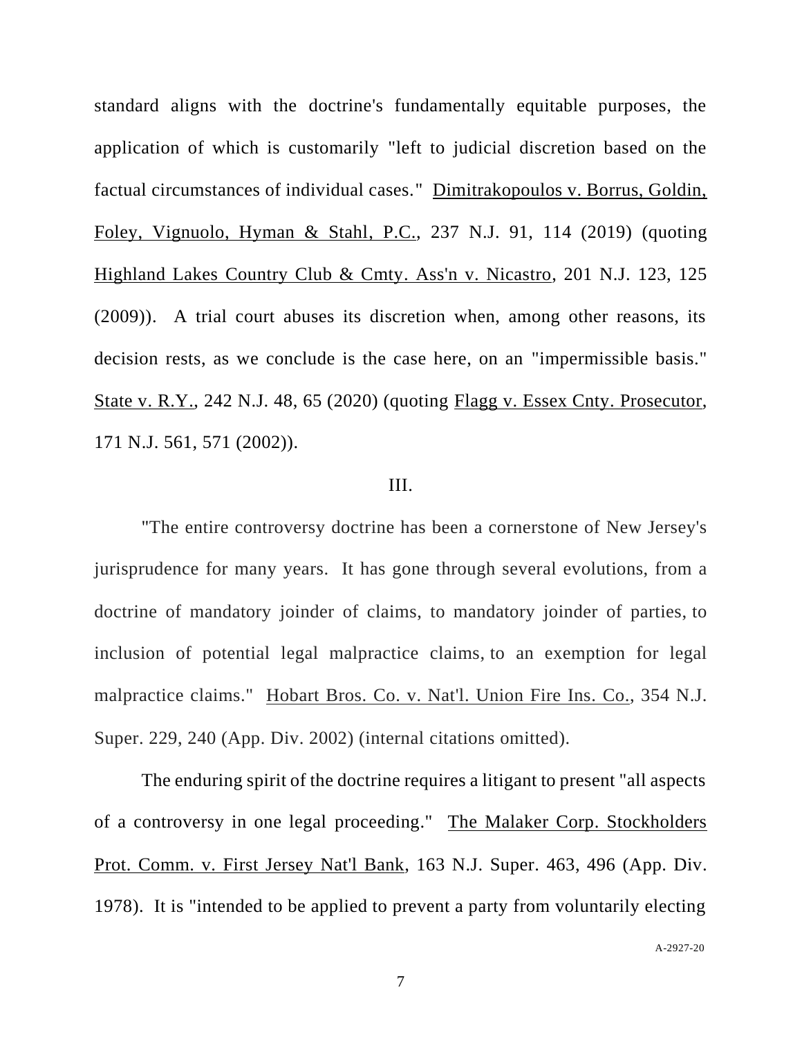standard aligns with the doctrine's fundamentally equitable purposes, the application of which is customarily "left to judicial discretion based on the factual circumstances of individual cases." Dimitrakopoulos v. Borrus, Goldin, Foley, Vignuolo, Hyman & Stahl, P.C., 237 N.J. 91, 114 (2019) (quoting Highland Lakes Country Club & Cmty. Ass'n v. Nicastro, 201 N.J. 123, 125 (2009)). A trial court abuses its discretion when, among other reasons, its decision rests, as we conclude is the case here, on an "impermissible basis." State v. R.Y., 242 N.J. 48, 65 (2020) (quoting Flagg v. Essex Cnty. Prosecutor, 171 N.J. 561, 571 (2002)).

## III.

"The entire controversy doctrine has been a cornerstone of New Jersey's jurisprudence for many years. It has gone through several evolutions, from a doctrine of mandatory joinder of claims, to mandatory joinder of parties, to inclusion of potential legal malpractice claims, to an exemption for legal malpractice claims." Hobart Bros. Co. v. Nat'l. Union Fire Ins. Co., 354 N.J. Super. 229, 240 (App. Div. 2002) (internal citations omitted).

The enduring spirit of the doctrine requires a litigant to present "all aspects of a controversy in one legal proceeding." The Malaker Corp. Stockholders Prot. Comm. v. First Jersey Nat'l Bank, 163 N.J. Super. 463, 496 (App. Div. 1978). It is "intended to be applied to prevent a party from voluntarily electing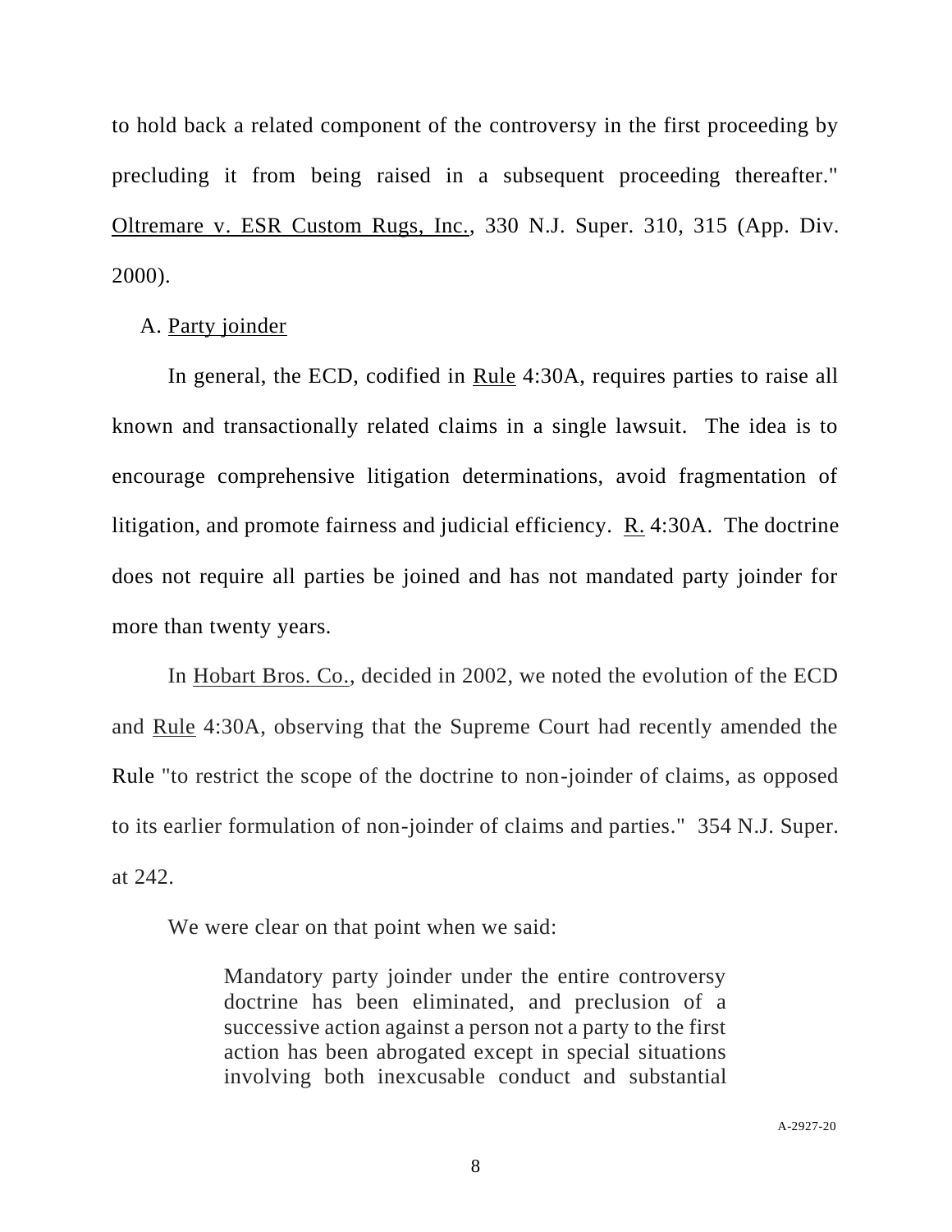to hold back a related component of the controversy in the first proceeding by precluding it from being raised in a subsequent proceeding thereafter." Oltremare v. ESR Custom Rugs, Inc., 330 N.J. Super. 310, 315 (App. Div. 2000).

A. Party joinder

In general, the ECD, codified in Rule 4:30A, requires parties to raise all known and transactionally related claims in a single lawsuit. The idea is to encourage comprehensive litigation determinations, avoid fragmentation of litigation, and promote fairness and judicial efficiency. R. 4:30A. The doctrine does not require all parties be joined and has not mandated party joinder for more than twenty years.

In Hobart Bros. Co., decided in 2002, we noted the evolution of the ECD and Rule 4:30A, observing that the Supreme Court had recently amended the Rule "to restrict the scope of the doctrine to non-joinder of claims, as opposed to its earlier formulation of non-joinder of claims and parties." 354 N.J. Super. at 242.

We were clear on that point when we said:

> Mandatory party joinder under the entire controversy doctrine has been eliminated, and preclusion of a successive action against a person not a party to the first action has been abrogated except in special situations involving both inexcusable conduct and substantial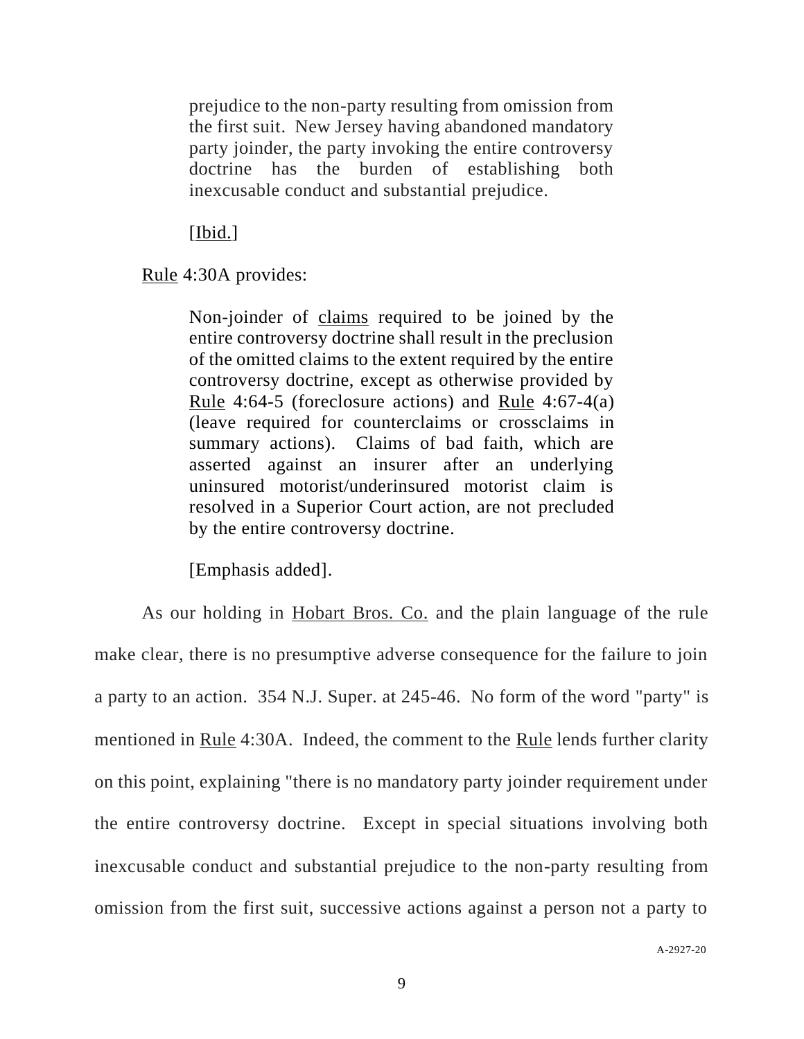> prejudice to the non-party resulting from omission from the first suit. New Jersey having abandoned mandatory party joinder, the party invoking the entire controversy doctrine has the burden of establishing both inexcusable conduct and substantial prejudice.
>
> [Ibid.]

Rule 4:30A provides:

> Non-joinder of claims required to be joined by the entire controversy doctrine shall result in the preclusion of the omitted claims to the extent required by the entire controversy doctrine, except as otherwise provided by Rule 4:64-5 (foreclosure actions) and Rule 4:67-4(a) (leave required for counterclaims or crossclaims in summary actions). Claims of bad faith, which are asserted against an insurer after an underlying uninsured motorist/underinsured motorist claim is resolved in a Superior Court action, are not precluded by the entire controversy doctrine.
>
> [Emphasis added].

As our holding in Hobart Bros. Co. and the plain language of the rule make clear, there is no presumptive adverse consequence for the failure to join a party to an action. 354 N.J. Super. at 245-46. No form of the word "party" is mentioned in Rule 4:30A. Indeed, the comment to the Rule lends further clarity on this point, explaining "there is no mandatory party joinder requirement under the entire controversy doctrine. Except in special situations involving both inexcusable conduct and substantial prejudice to the non-party resulting from omission from the first suit, successive actions against a person not a party to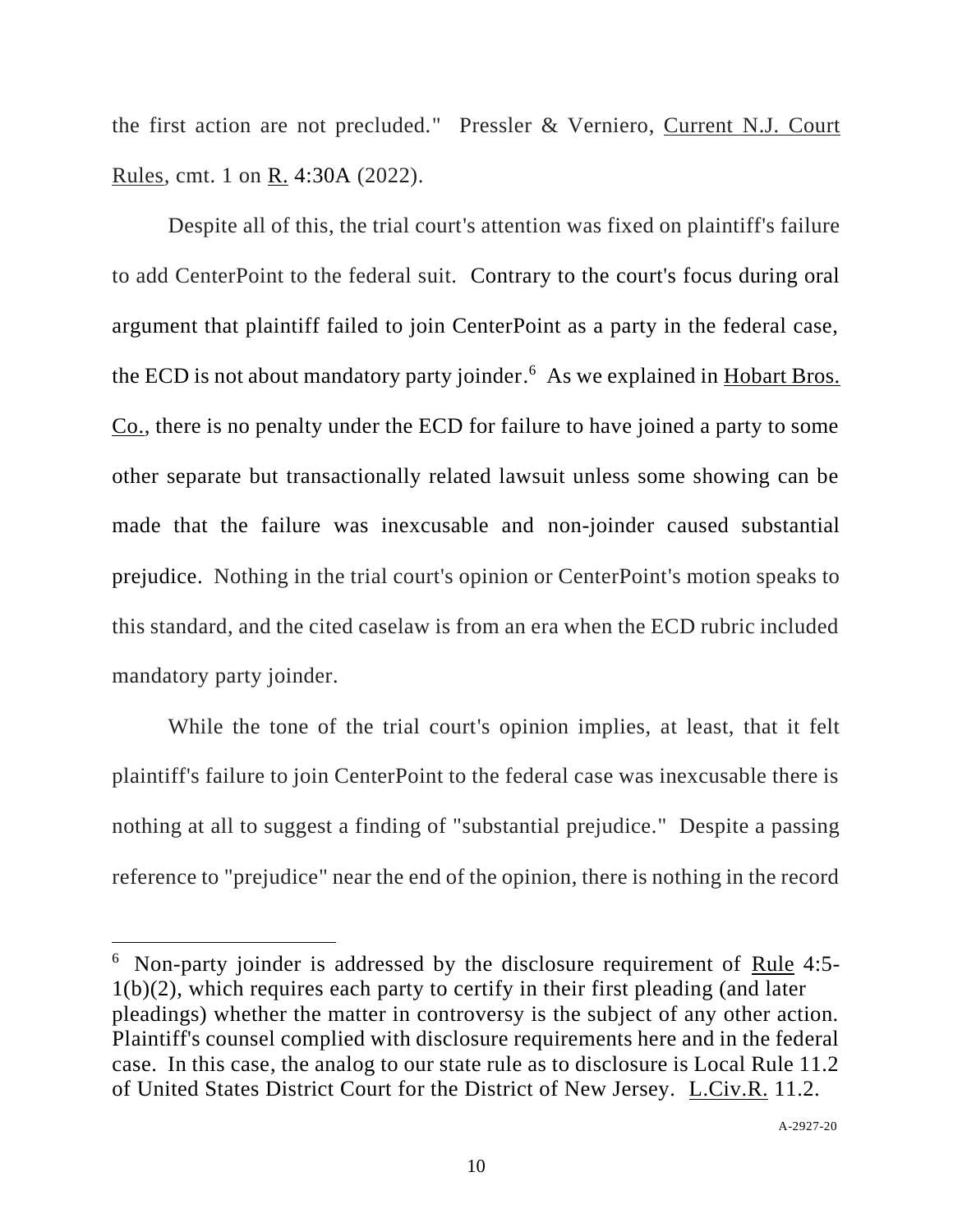the first action are not precluded." Pressler & Verniero, Current N.J. Court Rules, cmt. 1 on R. 4:30A (2022).

Despite all of this, the trial court's attention was fixed on plaintiff's failure to add CenterPoint to the federal suit. Contrary to the court's focus during oral argument that plaintiff failed to join CenterPoint as a party in the federal case, the ECD is not about mandatory party joinder.[6] As we explained in Hobart Bros. Co., there is no penalty under the ECD for failure to have joined a party to some other separate but transactionally related lawsuit unless some showing can be made that the failure was inexcusable and non-joinder caused substantial prejudice. Nothing in the trial court's opinion or CenterPoint's motion speaks to this standard, and the cited caselaw is from an era when the ECD rubric included mandatory party joinder.

While the tone of the trial court's opinion implies, at least, that it felt plaintiff's failure to join CenterPoint to the federal case was inexcusable there is nothing at all to suggest a finding of "substantial prejudice." Despite a passing reference to "prejudice" near the end of the opinion, there is nothing in the record

---

[6] Non-party joinder is addressed by the disclosure requirement of Rule 4:5-1(b)(2), which requires each party to certify in their first pleading (and later pleadings) whether the matter in controversy is the subject of any other action. Plaintiff's counsel complied with disclosure requirements here and in the federal case. In this case, the analog to our state rule as to disclosure is Local Rule 11.2 of United States District Court for the District of New Jersey. L.Civ.R. 11.2.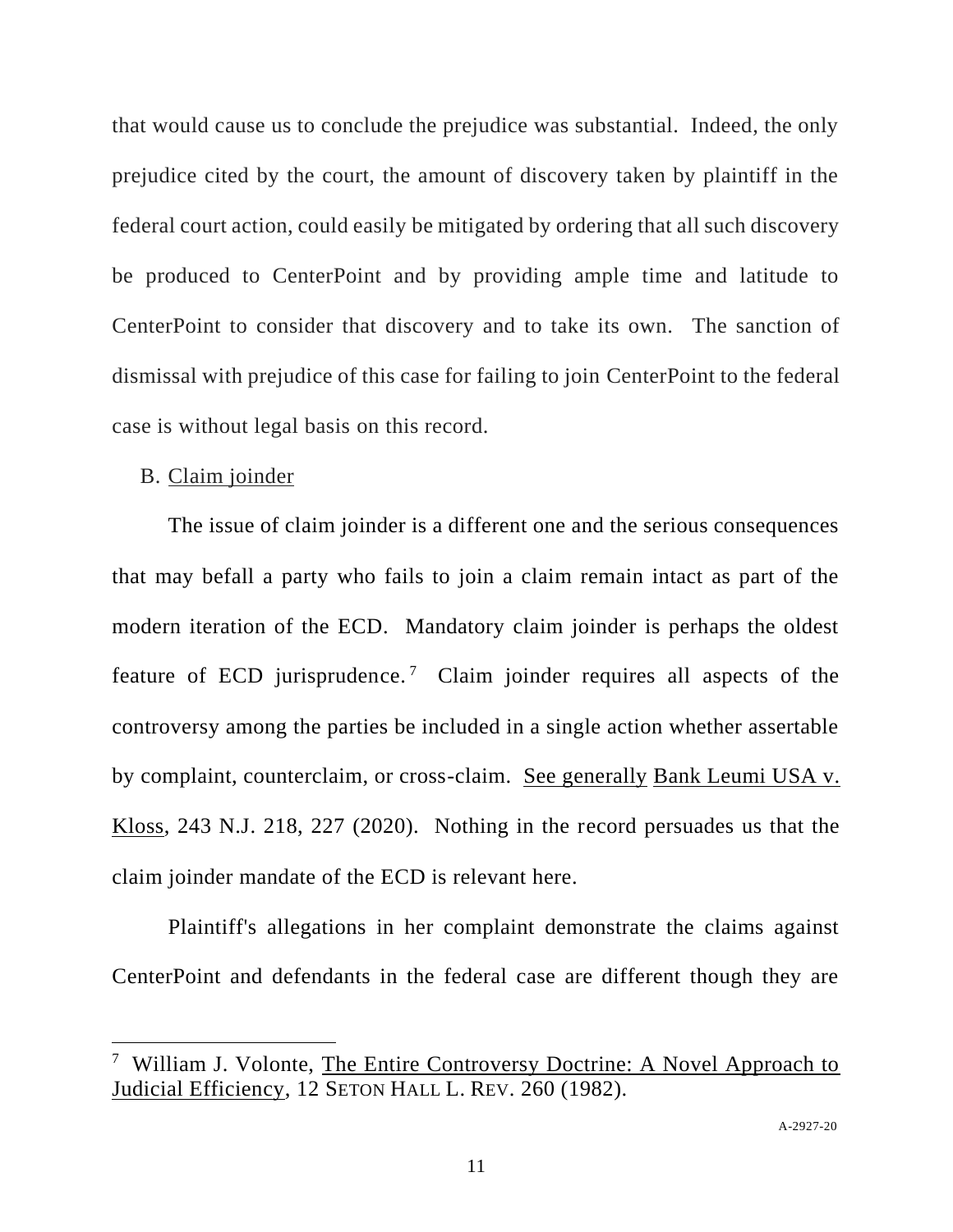that would cause us to conclude the prejudice was substantial. Indeed, the only prejudice cited by the court, the amount of discovery taken by plaintiff in the federal court action, could easily be mitigated by ordering that all such discovery be produced to CenterPoint and by providing ample time and latitude to CenterPoint to consider that discovery and to take its own. The sanction of dismissal with prejudice of this case for failing to join CenterPoint to the federal case is without legal basis on this record.

B. Claim joinder

The issue of claim joinder is a different one and the serious consequences that may befall a party who fails to join a claim remain intact as part of the modern iteration of the ECD. Mandatory claim joinder is perhaps the oldest feature of ECD jurisprudence.[7] Claim joinder requires all aspects of the controversy among the parties be included in a single action whether assertable by complaint, counterclaim, or cross-claim. See generally Bank Leumi USA v. Kloss, 243 N.J. 218, 227 (2020). Nothing in the record persuades us that the claim joinder mandate of the ECD is relevant here.

Plaintiff's allegations in her complaint demonstrate the claims against CenterPoint and defendants in the federal case are different though they are

---

[7] William J. Volonte, The Entire Controversy Doctrine: A Novel Approach to Judicial Efficiency, 12 SETON HALL L. REV. 260 (1982).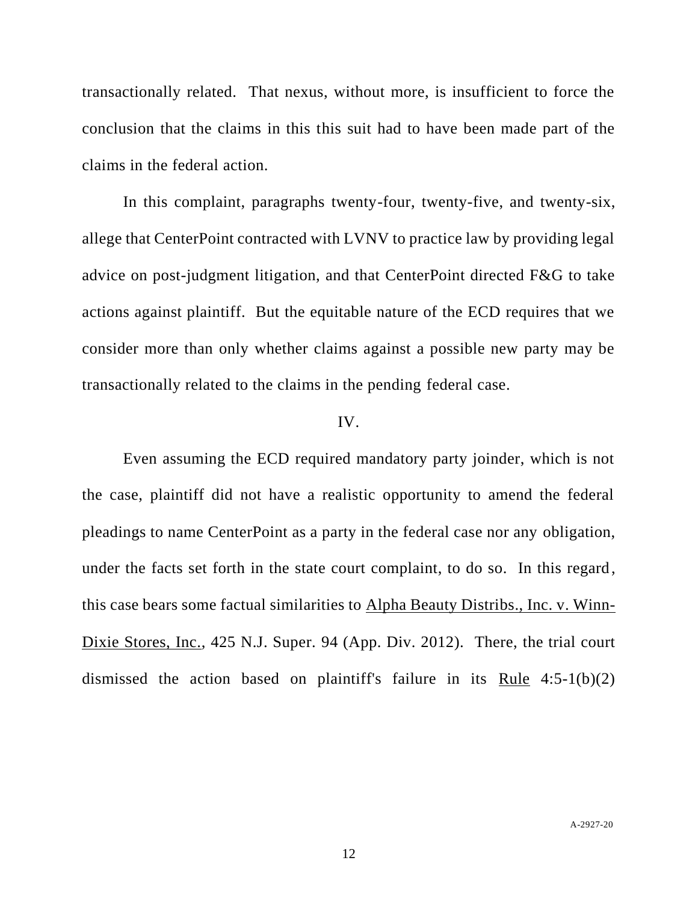transactionally related. That nexus, without more, is insufficient to force the conclusion that the claims in this this suit had to have been made part of the claims in the federal action.

In this complaint, paragraphs twenty-four, twenty-five, and twenty-six, allege that CenterPoint contracted with LVNV to practice law by providing legal advice on post-judgment litigation, and that CenterPoint directed F&G to take actions against plaintiff. But the equitable nature of the ECD requires that we consider more than only whether claims against a possible new party may be transactionally related to the claims in the pending federal case.

## IV.

Even assuming the ECD required mandatory party joinder, which is not the case, plaintiff did not have a realistic opportunity to amend the federal pleadings to name CenterPoint as a party in the federal case nor any obligation, under the facts set forth in the state court complaint, to do so. In this regard, this case bears some factual similarities to Alpha Beauty Distribs., Inc. v. Winn-Dixie Stores, Inc., 425 N.J. Super. 94 (App. Div. 2012). There, the trial court dismissed the action based on plaintiff's failure in its Rule 4:5-1(b)(2)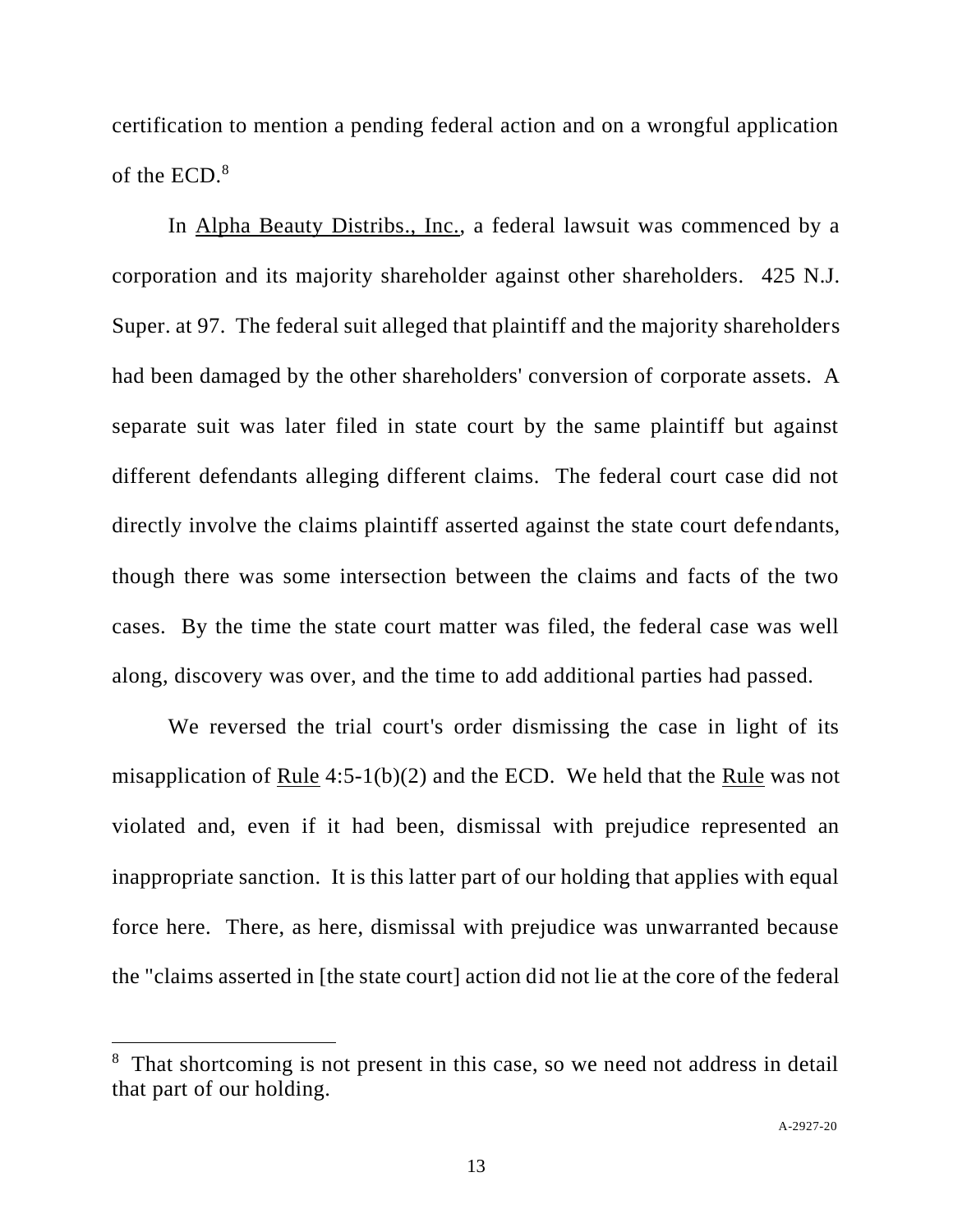certification to mention a pending federal action and on a wrongful application of the ECD.[8]

In Alpha Beauty Distribs., Inc., a federal lawsuit was commenced by a corporation and its majority shareholder against other shareholders. 425 N.J. Super. at 97. The federal suit alleged that plaintiff and the majority shareholders had been damaged by the other shareholders' conversion of corporate assets. A separate suit was later filed in state court by the same plaintiff but against different defendants alleging different claims. The federal court case did not directly involve the claims plaintiff asserted against the state court defendants, though there was some intersection between the claims and facts of the two cases. By the time the state court matter was filed, the federal case was well along, discovery was over, and the time to add additional parties had passed.

We reversed the trial court's order dismissing the case in light of its misapplication of Rule 4:5-1(b)(2) and the ECD. We held that the Rule was not violated and, even if it had been, dismissal with prejudice represented an inappropriate sanction. It is this latter part of our holding that applies with equal force here. There, as here, dismissal with prejudice was unwarranted because the "claims asserted in [the state court] action did not lie at the core of the federal

[8] That shortcoming is not present in this case, so we need not address in detail that part of our holding.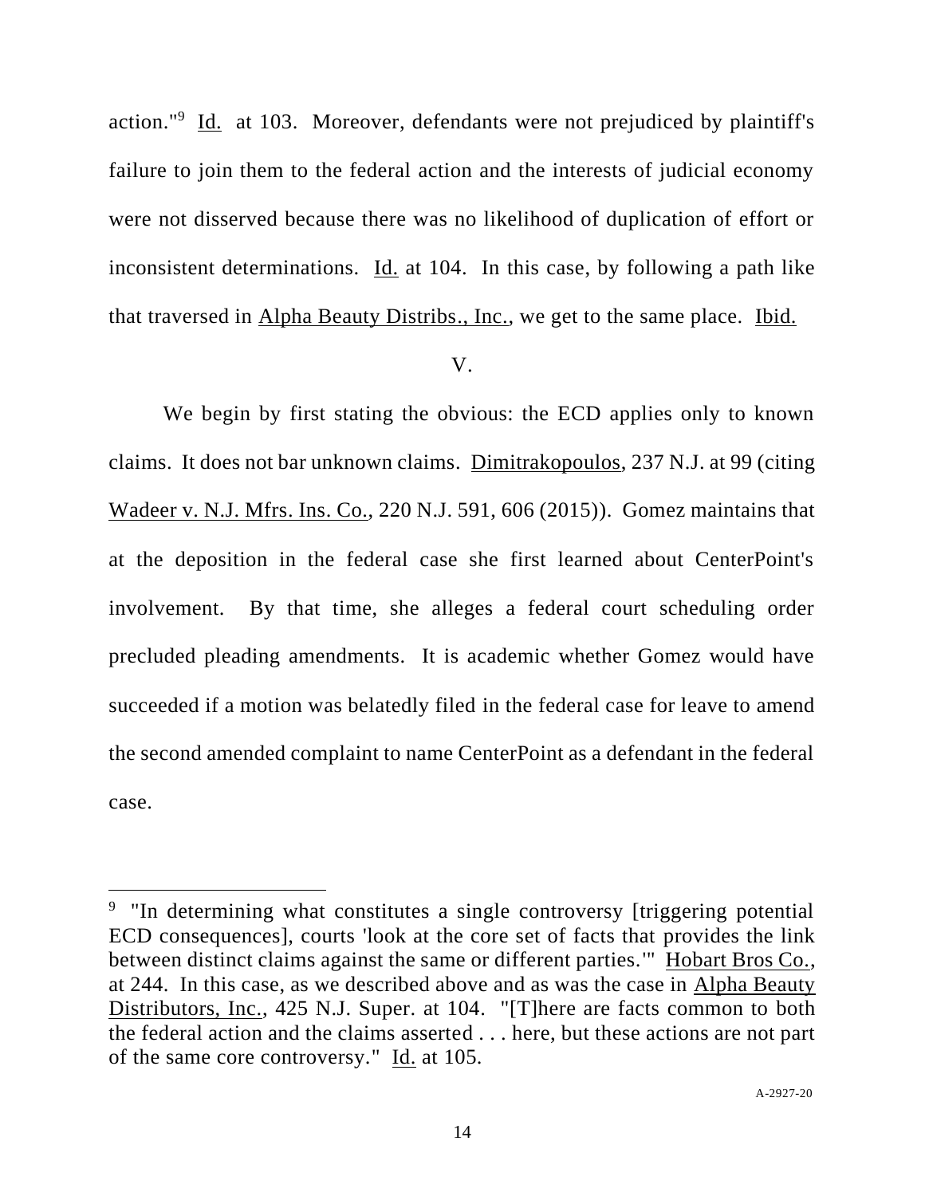action."[9] Id. at 103. Moreover, defendants were not prejudiced by plaintiff's failure to join them to the federal action and the interests of judicial economy were not disserved because there was no likelihood of duplication of effort or inconsistent determinations. Id. at 104. In this case, by following a path like that traversed in Alpha Beauty Distribs., Inc., we get to the same place. Ibid.

V.

We begin by first stating the obvious: the ECD applies only to known claims. It does not bar unknown claims. Dimitrakopoulos, 237 N.J. at 99 (citing Wadeer v. N.J. Mfrs. Ins. Co., 220 N.J. 591, 606 (2015)). Gomez maintains that at the deposition in the federal case she first learned about CenterPoint's involvement. By that time, she alleges a federal court scheduling order precluded pleading amendments. It is academic whether Gomez would have succeeded if a motion was belatedly filed in the federal case for leave to amend the second amended complaint to name CenterPoint as a defendant in the federal case.

---

[9] "In determining what constitutes a single controversy [triggering potential ECD consequences], courts 'look at the core set of facts that provides the link between distinct claims against the same or different parties.'" Hobart Bros Co., at 244. In this case, as we described above and as was the case in Alpha Beauty Distributors, Inc., 425 N.J. Super. at 104. "[T]here are facts common to both the federal action and the claims asserted . . . here, but these actions are not part of the same core controversy." Id. at 105.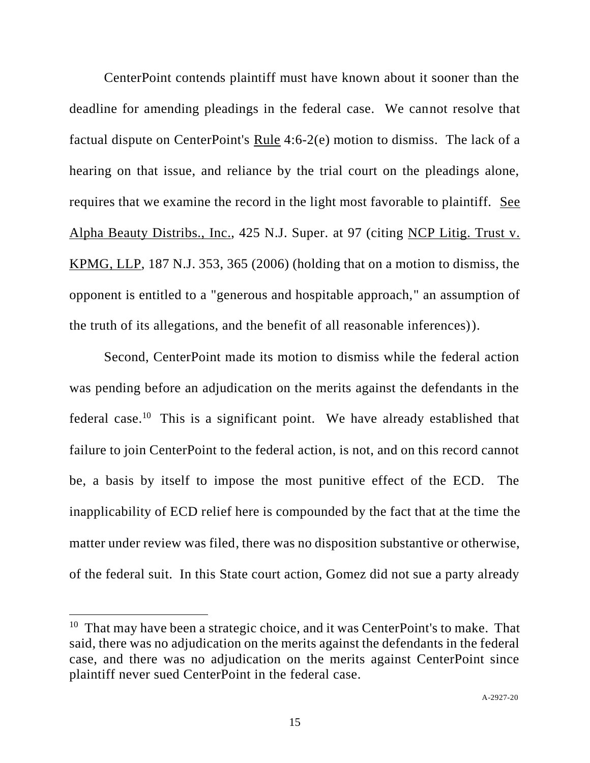CenterPoint contends plaintiff must have known about it sooner than the deadline for amending pleadings in the federal case. We cannot resolve that factual dispute on CenterPoint's Rule 4:6-2(e) motion to dismiss. The lack of a hearing on that issue, and reliance by the trial court on the pleadings alone, requires that we examine the record in the light most favorable to plaintiff. See Alpha Beauty Distribs., Inc., 425 N.J. Super. at 97 (citing NCP Litig. Trust v. KPMG, LLP, 187 N.J. 353, 365 (2006) (holding that on a motion to dismiss, the opponent is entitled to a "generous and hospitable approach," an assumption of the truth of its allegations, and the benefit of all reasonable inferences)).

Second, CenterPoint made its motion to dismiss while the federal action was pending before an adjudication on the merits against the defendants in the federal case.[10] This is a significant point. We have already established that failure to join CenterPoint to the federal action, is not, and on this record cannot be, a basis by itself to impose the most punitive effect of the ECD. The inapplicability of ECD relief here is compounded by the fact that at the time the matter under review was filed, there was no disposition substantive or otherwise, of the federal suit. In this State court action, Gomez did not sue a party already

[10] That may have been a strategic choice, and it was CenterPoint's to make. That said, there was no adjudication on the merits against the defendants in the federal case, and there was no adjudication on the merits against CenterPoint since plaintiff never sued CenterPoint in the federal case.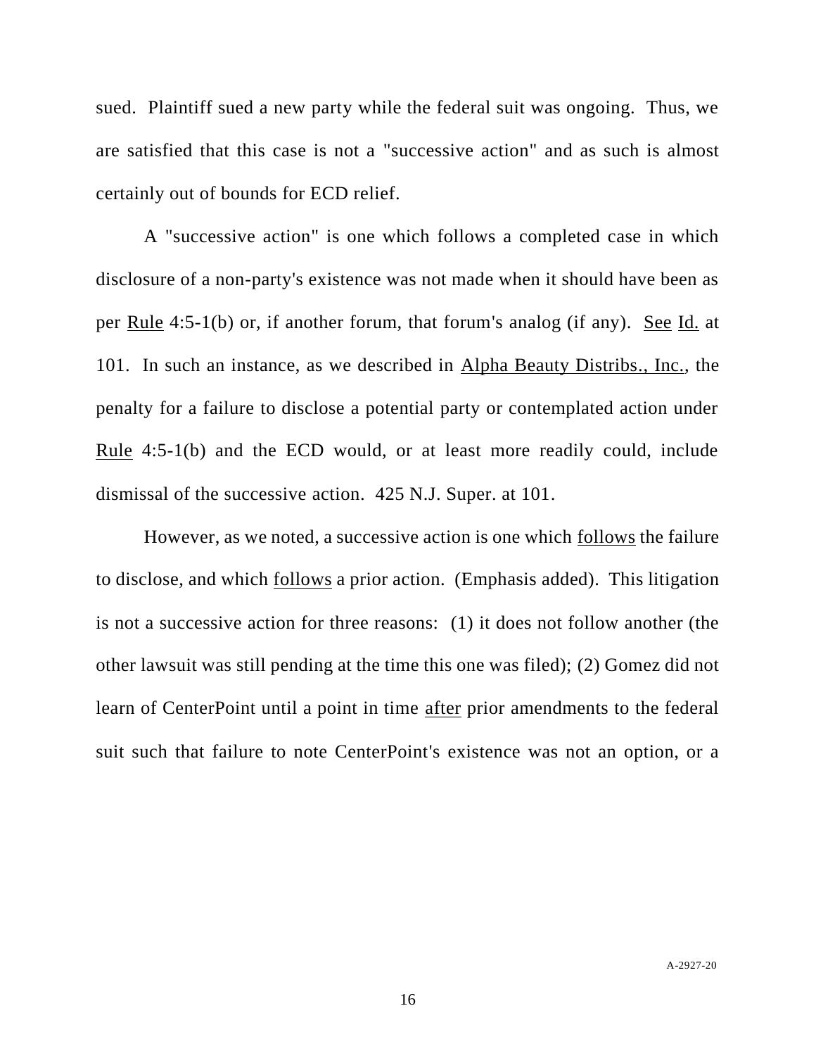sued. Plaintiff sued a new party while the federal suit was ongoing. Thus, we are satisfied that this case is not a "successive action" and as such is almost certainly out of bounds for ECD relief.

A "successive action" is one which follows a completed case in which disclosure of a non-party's existence was not made when it should have been as per Rule 4:5-1(b) or, if another forum, that forum's analog (if any). See Id. at 101. In such an instance, as we described in Alpha Beauty Distribs., Inc., the penalty for a failure to disclose a potential party or contemplated action under Rule 4:5-1(b) and the ECD would, or at least more readily could, include dismissal of the successive action. 425 N.J. Super. at 101.

However, as we noted, a successive action is one which follows the failure to disclose, and which follows a prior action. (Emphasis added). This litigation is not a successive action for three reasons: (1) it does not follow another (the other lawsuit was still pending at the time this one was filed); (2) Gomez did not learn of CenterPoint until a point in time after prior amendments to the federal suit such that failure to note CenterPoint's existence was not an option, or a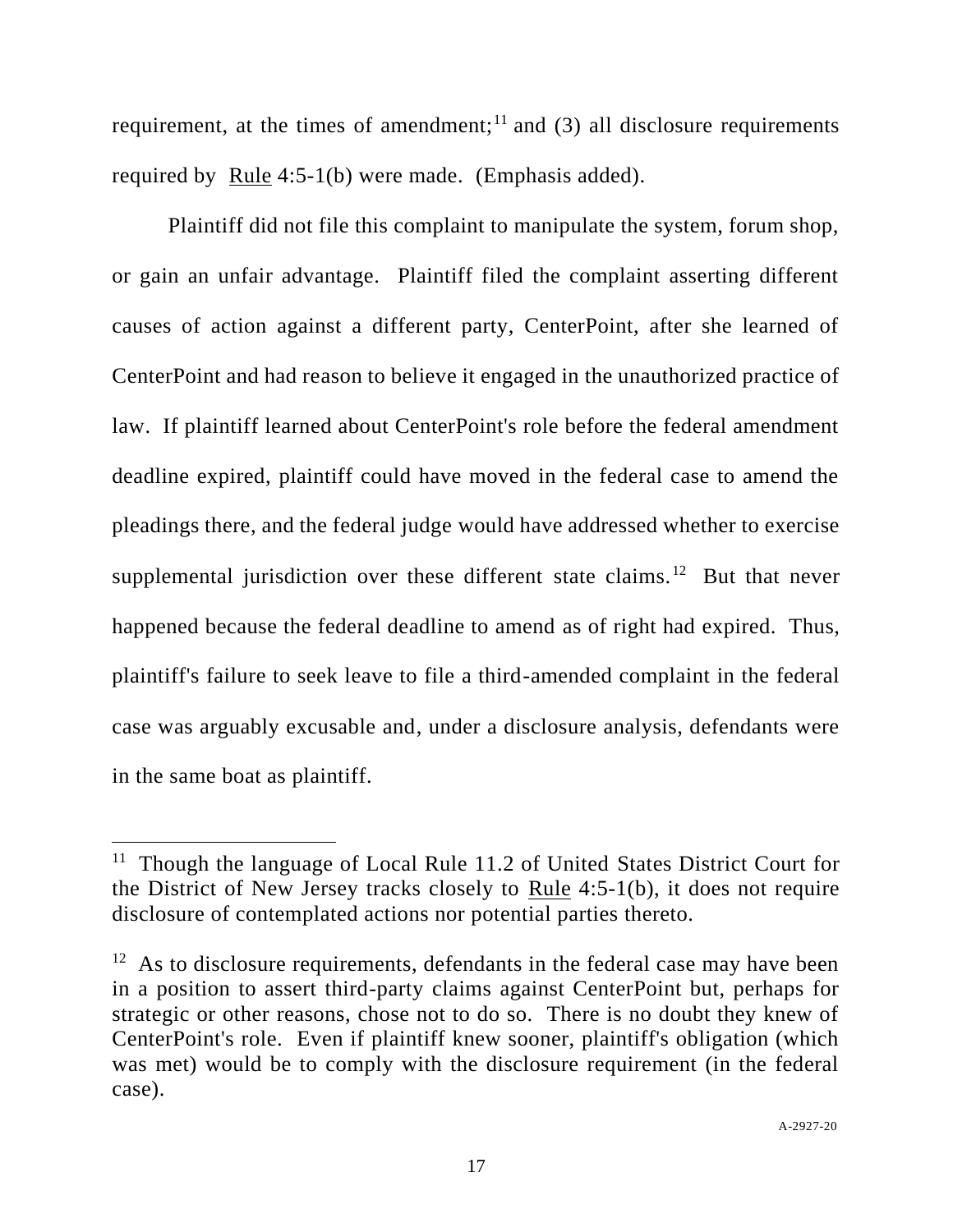requirement, at the times of amendment;[11] and (3) all disclosure requirements required by Rule 4:5-1(b) were made. (Emphasis added).

Plaintiff did not file this complaint to manipulate the system, forum shop, or gain an unfair advantage. Plaintiff filed the complaint asserting different causes of action against a different party, CenterPoint, after she learned of CenterPoint and had reason to believe it engaged in the unauthorized practice of law. If plaintiff learned about CenterPoint's role before the federal amendment deadline expired, plaintiff could have moved in the federal case to amend the pleadings there, and the federal judge would have addressed whether to exercise supplemental jurisdiction over these different state claims.[12] But that never happened because the federal deadline to amend as of right had expired. Thus, plaintiff's failure to seek leave to file a third-amended complaint in the federal case was arguably excusable and, under a disclosure analysis, defendants were in the same boat as plaintiff.

---

[11] Though the language of Local Rule 11.2 of United States District Court for the District of New Jersey tracks closely to Rule 4:5-1(b), it does not require disclosure of contemplated actions nor potential parties thereto.

[12] As to disclosure requirements, defendants in the federal case may have been in a position to assert third-party claims against CenterPoint but, perhaps for strategic or other reasons, chose not to do so. There is no doubt they knew of CenterPoint's role. Even if plaintiff knew sooner, plaintiff's obligation (which was met) would be to comply with the disclosure requirement (in the federal case).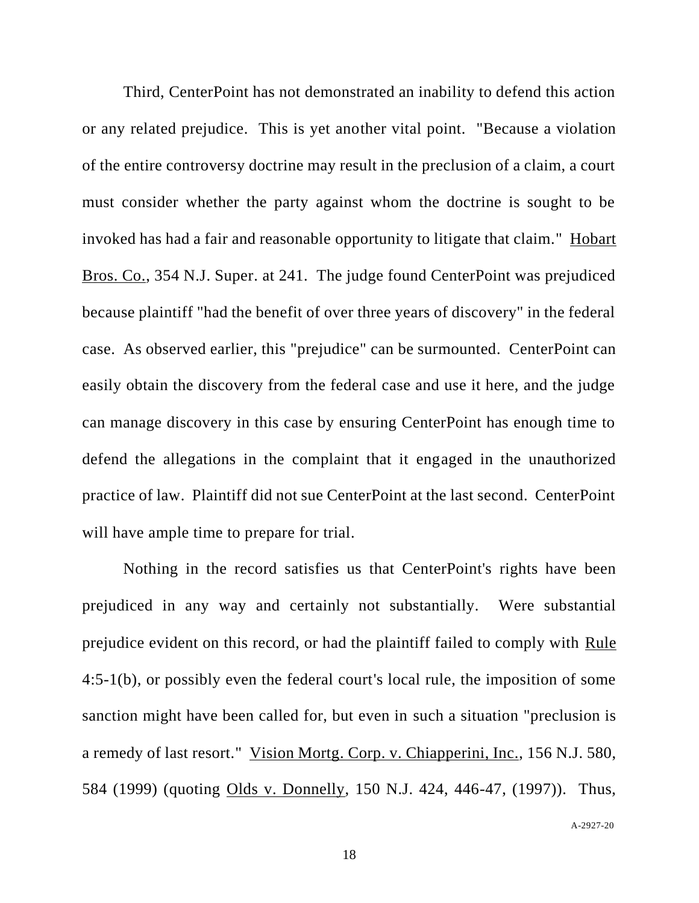Third, CenterPoint has not demonstrated an inability to defend this action or any related prejudice. This is yet another vital point. "Because a violation of the entire controversy doctrine may result in the preclusion of a claim, a court must consider whether the party against whom the doctrine is sought to be invoked has had a fair and reasonable opportunity to litigate that claim." Hobart Bros. Co., 354 N.J. Super. at 241. The judge found CenterPoint was prejudiced because plaintiff "had the benefit of over three years of discovery" in the federal case. As observed earlier, this "prejudice" can be surmounted. CenterPoint can easily obtain the discovery from the federal case and use it here, and the judge can manage discovery in this case by ensuring CenterPoint has enough time to defend the allegations in the complaint that it engaged in the unauthorized practice of law. Plaintiff did not sue CenterPoint at the last second. CenterPoint will have ample time to prepare for trial.

Nothing in the record satisfies us that CenterPoint's rights have been prejudiced in any way and certainly not substantially. Were substantial prejudice evident on this record, or had the plaintiff failed to comply with Rule 4:5-1(b), or possibly even the federal court's local rule, the imposition of some sanction might have been called for, but even in such a situation "preclusion is a remedy of last resort." Vision Mortg. Corp. v. Chiapperini, Inc., 156 N.J. 580, 584 (1999) (quoting Olds v. Donnelly, 150 N.J. 424, 446-47, (1997)). Thus,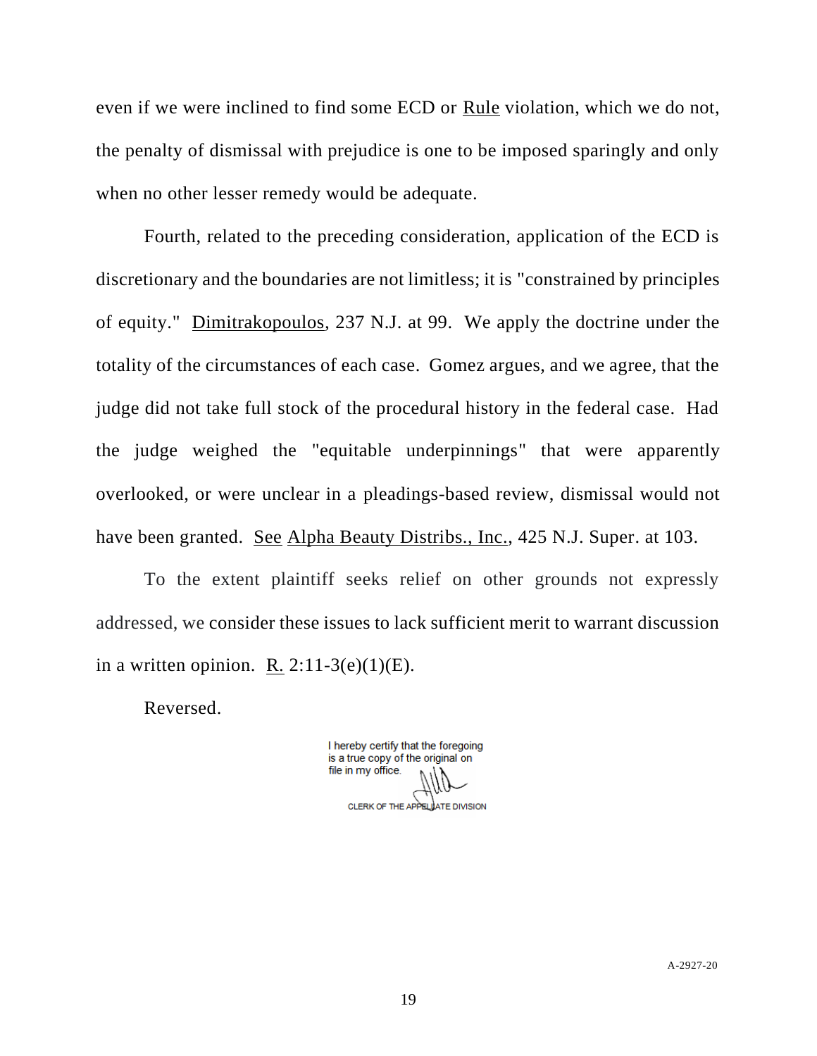even if we were inclined to find some ECD or Rule violation, which we do not, the penalty of dismissal with prejudice is one to be imposed sparingly and only when no other lesser remedy would be adequate.

Fourth, related to the preceding consideration, application of the ECD is discretionary and the boundaries are not limitless; it is "constrained by principles of equity." Dimitrakopoulos, 237 N.J. at 99. We apply the doctrine under the totality of the circumstances of each case. Gomez argues, and we agree, that the judge did not take full stock of the procedural history in the federal case. Had the judge weighed the "equitable underpinnings" that were apparently overlooked, or were unclear in a pleadings-based review, dismissal would not have been granted. See Alpha Beauty Distribs., Inc., 425 N.J. Super. at 103.

To the extent plaintiff seeks relief on other grounds not expressly addressed, we consider these issues to lack sufficient merit to warrant discussion in a written opinion. R. 2:11-3(e)(1)(E).

Reversed.

I hereby certify that the foregoing is a true copy of the original on file in my office.

CLERK OF THE APPELLATE DIVISION

A-2927-20